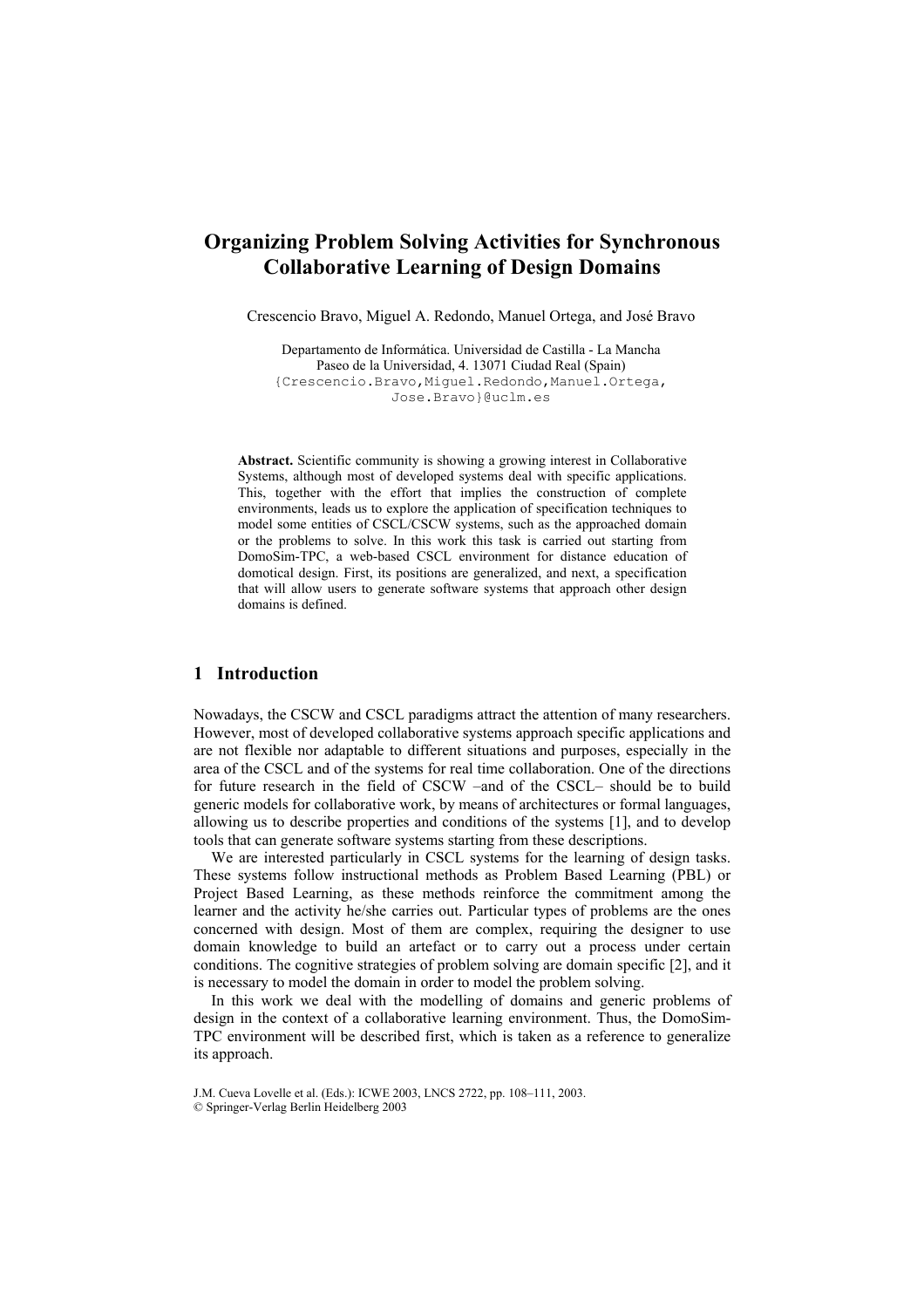# Organizing Problem Solving Activities for Synchronous Collaborative Learning of Design Domains

Crescencio Bravo, Miguel A. Redondo, Manuel Ortega, and José Bravo

Departamento de Informática. Universidad de Castilla - La Mancha
Paseo de la Universidad, 4. 13071 Ciudad Real (Spain)
{Crescencio.Bravo,Miguel.Redondo,Manuel.Ortega,
Jose.Bravo}@uclm.es

**Abstract.** Scientific community is showing a growing interest in Collaborative Systems, although most of developed systems deal with specific applications. This, together with the effort that implies the construction of complete environments, leads us to explore the application of specification techniques to model some entities of CSCL/CSCW systems, such as the approached domain or the problems to solve. In this work this task is carried out starting from DomoSim-TPC, a web-based CSCL environment for distance education of domotical design. First, its positions are generalized, and next, a specification that will allow users to generate software systems that approach other design domains is defined.

## 1 Introduction

Nowadays, the CSCW and CSCL paradigms attract the attention of many researchers. However, most of developed collaborative systems approach specific applications and are not flexible nor adaptable to different situations and purposes, especially in the area of the CSCL and of the systems for real time collaboration. One of the directions for future research in the field of CSCW –and of the CSCL– should be to build generic models for collaborative work, by means of architectures or formal languages, allowing us to describe properties and conditions of the systems [1], and to develop tools that can generate software systems starting from these descriptions.

We are interested particularly in CSCL systems for the learning of design tasks. These systems follow instructional methods as Problem Based Learning (PBL) or Project Based Learning, as these methods reinforce the commitment among the learner and the activity he/she carries out. Particular types of problems are the ones concerned with design. Most of them are complex, requiring the designer to use domain knowledge to build an artefact or to carry out a process under certain conditions. The cognitive strategies of problem solving are domain specific [2], and it is necessary to model the domain in order to model the problem solving.

In this work we deal with the modelling of domains and generic problems of design in the context of a collaborative learning environment. Thus, the DomoSim-TPC environment will be described first, which is taken as a reference to generalize its approach.

J.M. Cueva Lovelle et al. (Eds.): ICWE 2003, LNCS 2722, pp. 108–111, 2003.
© Springer-Verlag Berlin Heidelberg 2003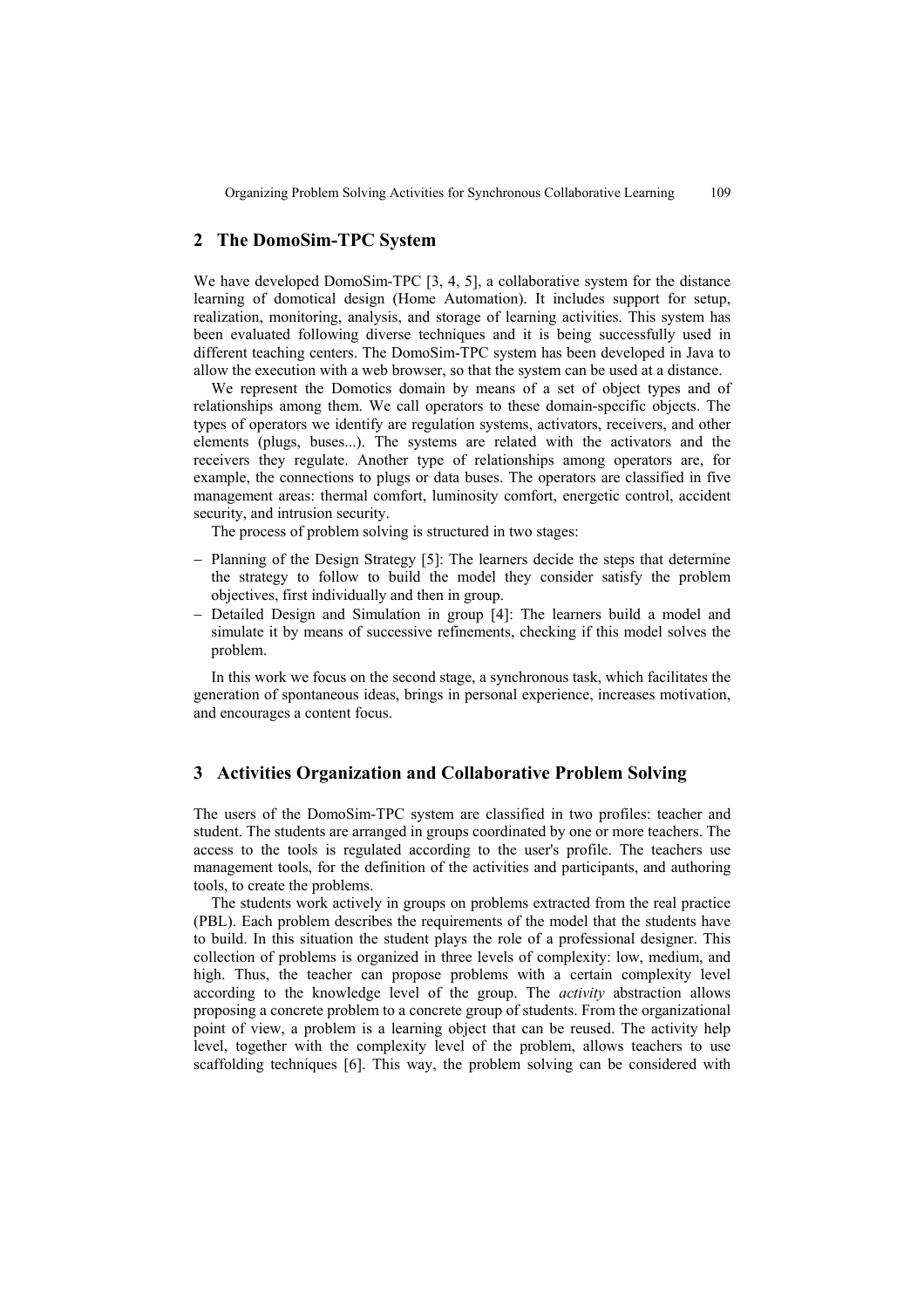## 2 The DomoSim-TPC System

We have developed DomoSim-TPC [3, 4, 5], a collaborative system for the distance learning of domotical design (Home Automation). It includes support for setup, realization, monitoring, analysis, and storage of learning activities. This system has been evaluated following diverse techniques and it is being successfully used in different teaching centers. The DomoSim-TPC system has been developed in Java to allow the execution with a web browser, so that the system can be used at a distance.

We represent the Domotics domain by means of a set of object types and of relationships among them. We call operators to these domain-specific objects. The types of operators we identify are regulation systems, activators, receivers, and other elements (plugs, buses...). The systems are related with the activators and the receivers they regulate. Another type of relationships among operators are, for example, the connections to plugs or data buses. The operators are classified in five management areas: thermal comfort, luminosity comfort, energetic control, accident security, and intrusion security.

The process of problem solving is structured in two stages:

- Planning of the Design Strategy [5]: The learners decide the steps that determine the strategy to follow to build the model they consider satisfy the problem objectives, first individually and then in group.
- Detailed Design and Simulation in group [4]: The learners build a model and simulate it by means of successive refinements, checking if this model solves the problem.

In this work we focus on the second stage, a synchronous task, which facilitates the generation of spontaneous ideas, brings in personal experience, increases motivation, and encourages a content focus.

## 3 Activities Organization and Collaborative Problem Solving

The users of the DomoSim-TPC system are classified in two profiles: teacher and student. The students are arranged in groups coordinated by one or more teachers. The access to the tools is regulated according to the user's profile. The teachers use management tools, for the definition of the activities and participants, and authoring tools, to create the problems.

The students work actively in groups on problems extracted from the real practice (PBL). Each problem describes the requirements of the model that the students have to build. In this situation the student plays the role of a professional designer. This collection of problems is organized in three levels of complexity: low, medium, and high. Thus, the teacher can propose problems with a certain complexity level according to the knowledge level of the group. The *activity* abstraction allows proposing a concrete problem to a concrete group of students. From the organizational point of view, a problem is a learning object that can be reused. The activity help level, together with the complexity level of the problem, allows teachers to use scaffolding techniques [6]. This way, the problem solving can be considered with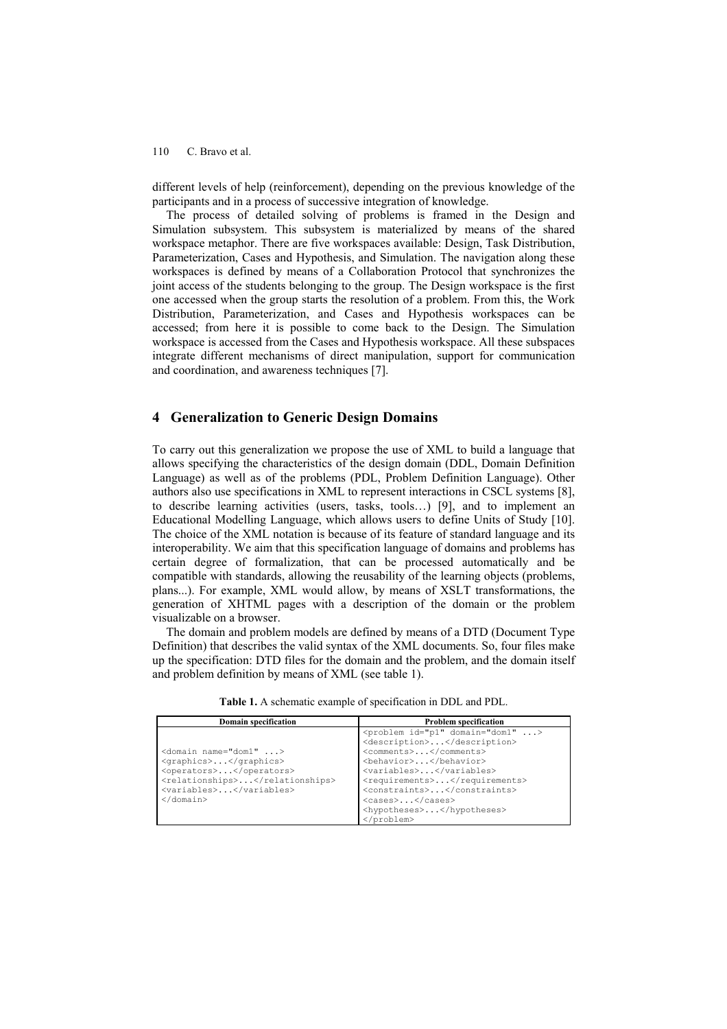different levels of help (reinforcement), depending on the previous knowledge of the participants and in a process of successive integration of knowledge.

The process of detailed solving of problems is framed in the Design and Simulation subsystem. This subsystem is materialized by means of the shared workspace metaphor. There are five workspaces available: Design, Task Distribution, Parameterization, Cases and Hypothesis, and Simulation. The navigation along these workspaces is defined by means of a Collaboration Protocol that synchronizes the joint access of the students belonging to the group. The Design workspace is the first one accessed when the group starts the resolution of a problem. From this, the Work Distribution, Parameterization, and Cases and Hypothesis workspaces can be accessed; from here it is possible to come back to the Design. The Simulation workspace is accessed from the Cases and Hypothesis workspace. All these subspaces integrate different mechanisms of direct manipulation, support for communication and coordination, and awareness techniques [7].

## 4 Generalization to Generic Design Domains

To carry out this generalization we propose the use of XML to build a language that allows specifying the characteristics of the design domain (DDL, Domain Definition Language) as well as of the problems (PDL, Problem Definition Language). Other authors also use specifications in XML to represent interactions in CSCL systems [8], to describe learning activities (users, tasks, tools…) [9], and to implement an Educational Modelling Language, which allows users to define Units of Study [10]. The choice of the XML notation is because of its feature of standard language and its interoperability. We aim that this specification language of domains and problems has certain degree of formalization, that can be processed automatically and be compatible with standards, allowing the reusability of the learning objects (problems, plans...). For example, XML would allow, by means of XSLT transformations, the generation of XHTML pages with a description of the domain or the problem visualizable on a browser.

The domain and problem models are defined by means of a DTD (Document Type Definition) that describes the valid syntax of the XML documents. So, four files make up the specification: DTD files for the domain and the problem, and the domain itself and problem definition by means of XML (see table 1).

**Table 1.** A schematic example of specification in DDL and PDL.

| Domain specification | Problem specification |
| --- | --- |
| <domain name="dom1" ...><br><graphics>...</graphics><br><operators>...</operators><br><relationships>...</relationships><br><variables>...</variables><br></domain> | <problem id="p1" domain="dom1" ...><br><description>...</description><br><comments>...</comments><br><behavior>...</behavior><br><variables>...</variables><br><requirements>...</requirements><br><constraints>...</constraints><br><cases>...</cases><br><hypotheses>...</hypotheses><br></problem> |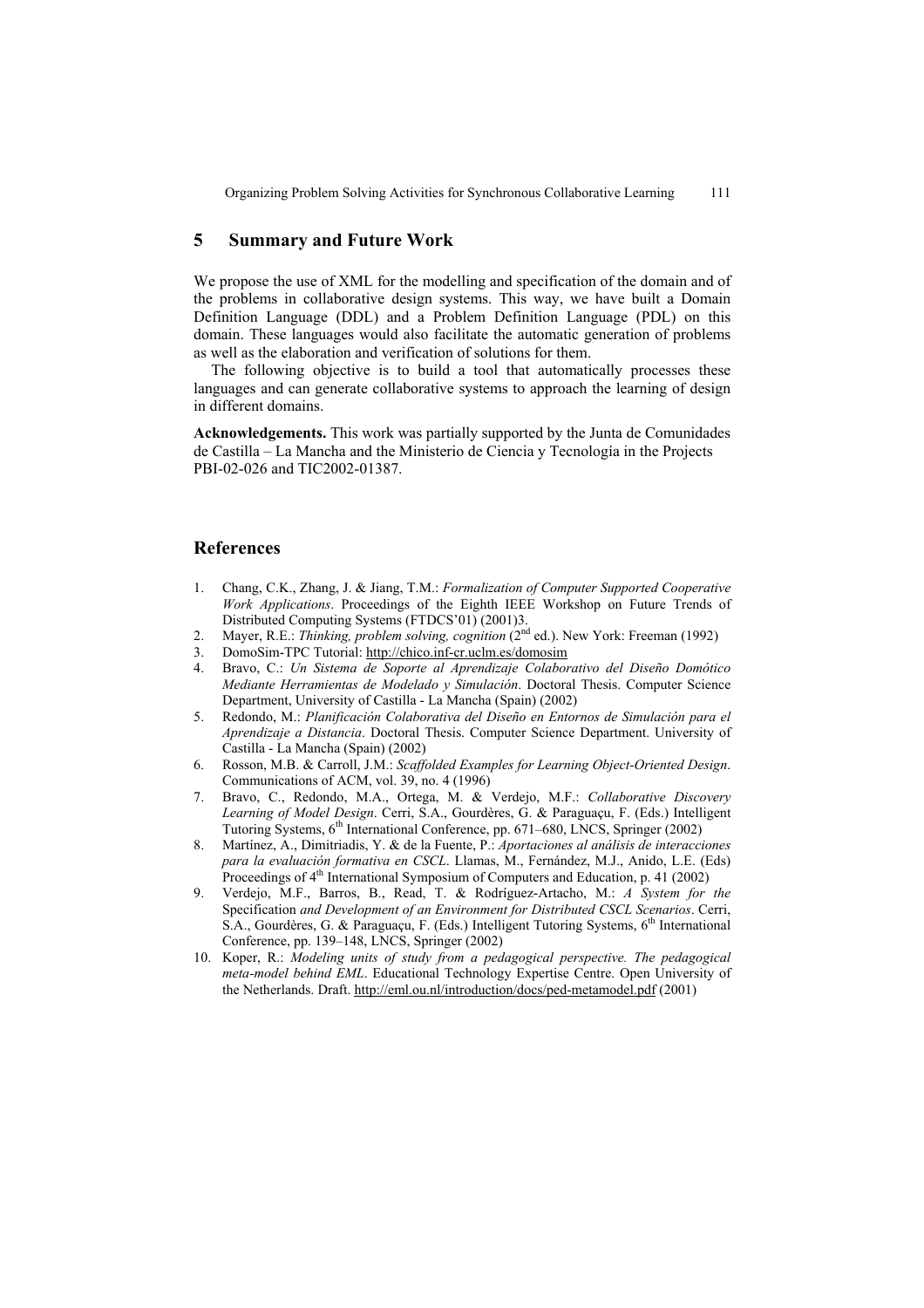## 5 Summary and Future Work

We propose the use of XML for the modelling and specification of the domain and of the problems in collaborative design systems. This way, we have built a Domain Definition Language (DDL) and a Problem Definition Language (PDL) on this domain. These languages would also facilitate the automatic generation of problems as well as the elaboration and verification of solutions for them.

The following objective is to build a tool that automatically processes these languages and can generate collaborative systems to approach the learning of design in different domains.

**Acknowledgements.** This work was partially supported by the Junta de Comunidades de Castilla – La Mancha and the Ministerio de Ciencia y Tecnología in the Projects PBI-02-026 and TIC2002-01387.

## References

1. Chang, C.K., Zhang, J. & Jiang, T.M.: *Formalization of Computer Supported Cooperative Work Applications*. Proceedings of the Eighth IEEE Workshop on Future Trends of Distributed Computing Systems (FTDCS'01) (2001)3.
2. Mayer, R.E.: *Thinking, problem solving, cognition* (2nd ed.). New York: Freeman (1992)
3. DomoSim-TPC Tutorial: http://chico.inf-cr.uclm.es/domosim
4. Bravo, C.: *Un Sistema de Soporte al Aprendizaje Colaborativo del Diseño Domótico Mediante Herramientas de Modelado y Simulación*. Doctoral Thesis. Computer Science Department, University of Castilla - La Mancha (Spain) (2002)
5. Redondo, M.: *Planificación Colaborativa del Diseño en Entornos de Simulación para el Aprendizaje a Distancia*. Doctoral Thesis. Computer Science Department. University of Castilla - La Mancha (Spain) (2002)
6. Rosson, M.B. & Carroll, J.M.: *Scaffolded Examples for Learning Object-Oriented Design*. Communications of ACM, vol. 39, no. 4 (1996)
7. Bravo, C., Redondo, M.A., Ortega, M. & Verdejo, M.F.: *Collaborative Discovery Learning of Model Design*. Cerri, S.A., Gourdères, G. & Paraguaçu, F. (Eds.) Intelligent Tutoring Systems, 6th International Conference, pp. 671–680, LNCS, Springer (2002)
8. Martínez, A., Dimitriadis, Y. & de la Fuente, P.: *Aportaciones al análisis de interacciones para la evaluación formativa en CSCL*. Llamas, M., Fernández, M.J., Anido, L.E. (Eds) Proceedings of 4th International Symposium of Computers and Education, p. 41 (2002)
9. Verdejo, M.F., Barros, B., Read, T. & Rodríguez-Artacho, M.: *A System for the* Specification *and Development of an Environment for Distributed CSCL Scenarios*. Cerri, S.A., Gourdères, G. & Paraguaçu, F. (Eds.) Intelligent Tutoring Systems, 6th International Conference, pp. 139–148, LNCS, Springer (2002)
10. Koper, R.: *Modeling units of study from a pedagogical perspective. The pedagogical meta-model behind EML*. Educational Technology Expertise Centre. Open University of the Netherlands. Draft. http://eml.ou.nl/introduction/docs/ped-metamodel.pdf (2001)